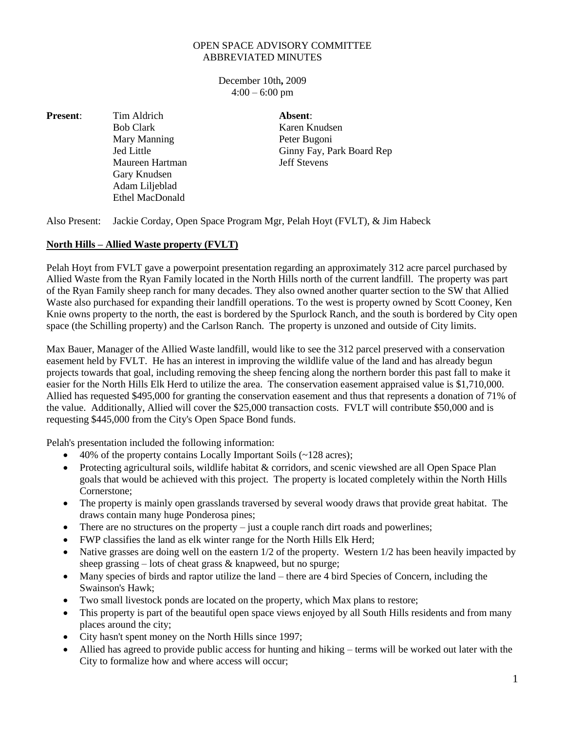OPEN SPACE ADVISORY COMMITTEE
ABBREVIATED MINUTES

December 10th**,** 2009
4:00 – 6:00 pm

| **Present**: | **Absent**: |
|---|---|
| Tim Aldrich | Karen Knudsen |
| Bob Clark | Peter Bugoni |
| Mary Manning | Ginny Fay, Park Board Rep |
| Jed Little | Jeff Stevens |
| Maureen Hartman | |
| Gary Knudsen | |
| Adam Liljeblad | |
| Ethel MacDonald | |

Also Present: Jackie Corday, Open Space Program Mgr, Pelah Hoyt (FVLT), & Jim Habeck

**North Hills – Allied Waste property (FVLT)**

Pelah Hoyt from FVLT gave a powerpoint presentation regarding an approximately 312 acre parcel purchased by Allied Waste from the Ryan Family located in the North Hills north of the current landfill. The property was part of the Ryan Family sheep ranch for many decades. They also owned another quarter section to the SW that Allied Waste also purchased for expanding their landfill operations. To the west is property owned by Scott Cooney, Ken Knie owns property to the north, the east is bordered by the Spurlock Ranch, and the south is bordered by City open space (the Schilling property) and the Carlson Ranch. The property is unzoned and outside of City limits.

Max Bauer, Manager of the Allied Waste landfill, would like to see the 312 parcel preserved with a conservation easement held by FVLT. He has an interest in improving the wildlife value of the land and has already begun projects towards that goal, including removing the sheep fencing along the northern border this past fall to make it easier for the North Hills Elk Herd to utilize the area. The conservation easement appraised value is $1,710,000. Allied has requested $495,000 for granting the conservation easement and thus that represents a donation of 71% of the value. Additionally, Allied will cover the $25,000 transaction costs. FVLT will contribute $50,000 and is requesting $445,000 from the City's Open Space Bond funds.

Pelah's presentation included the following information:

- 40% of the property contains Locally Important Soils (~128 acres);
- Protecting agricultural soils, wildlife habitat & corridors, and scenic viewshed are all Open Space Plan goals that would be achieved with this project. The property is located completely within the North Hills Cornerstone;
- The property is mainly open grasslands traversed by several woody draws that provide great habitat. The draws contain many huge Ponderosa pines;
- There are no structures on the property – just a couple ranch dirt roads and powerlines;
- FWP classifies the land as elk winter range for the North Hills Elk Herd;
- Native grasses are doing well on the eastern 1/2 of the property. Western 1/2 has been heavily impacted by sheep grassing – lots of cheat grass & knapweed, but no spurge;
- Many species of birds and raptor utilize the land – there are 4 bird Species of Concern, including the Swainson's Hawk;
- Two small livestock ponds are located on the property, which Max plans to restore;
- This property is part of the beautiful open space views enjoyed by all South Hills residents and from many places around the city;
- City hasn't spent money on the North Hills since 1997;
- Allied has agreed to provide public access for hunting and hiking – terms will be worked out later with the City to formalize how and where access will occur;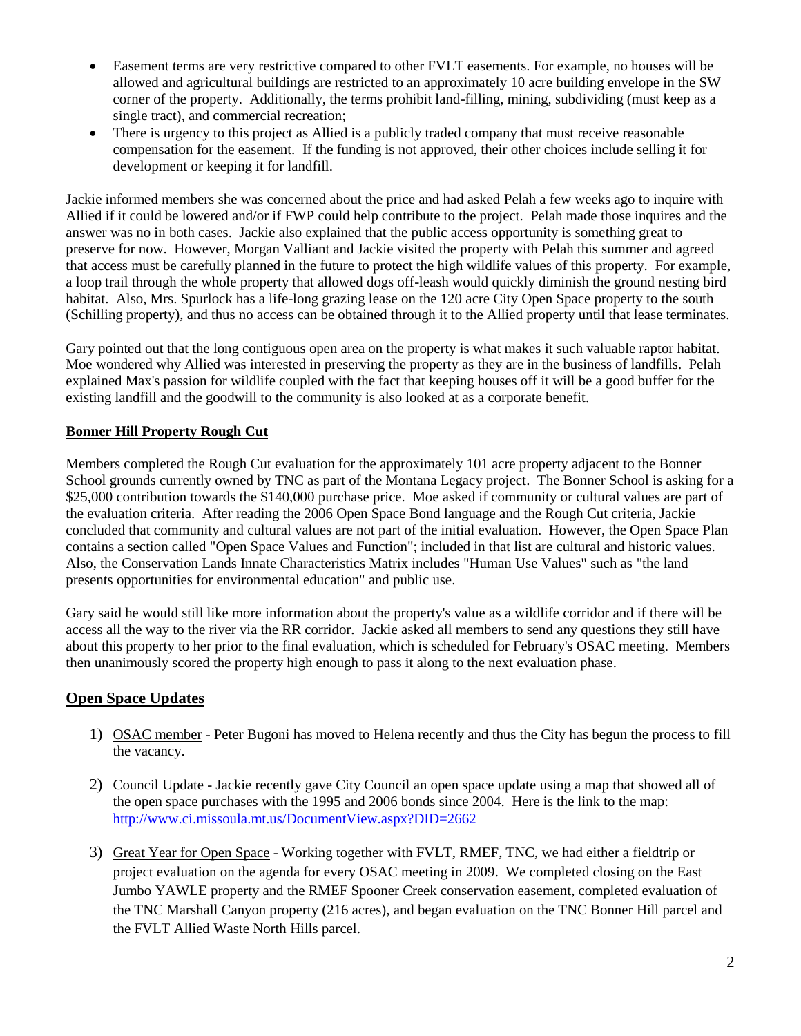- Easement terms are very restrictive compared to other FVLT easements. For example, no houses will be allowed and agricultural buildings are restricted to an approximately 10 acre building envelope in the SW corner of the property. Additionally, the terms prohibit land-filling, mining, subdividing (must keep as a single tract), and commercial recreation;
- There is urgency to this project as Allied is a publicly traded company that must receive reasonable compensation for the easement. If the funding is not approved, their other choices include selling it for development or keeping it for landfill.

Jackie informed members she was concerned about the price and had asked Pelah a few weeks ago to inquire with Allied if it could be lowered and/or if FWP could help contribute to the project. Pelah made those inquires and the answer was no in both cases. Jackie also explained that the public access opportunity is something great to preserve for now. However, Morgan Valliant and Jackie visited the property with Pelah this summer and agreed that access must be carefully planned in the future to protect the high wildlife values of this property. For example, a loop trail through the whole property that allowed dogs off-leash would quickly diminish the ground nesting bird habitat. Also, Mrs. Spurlock has a life-long grazing lease on the 120 acre City Open Space property to the south (Schilling property), and thus no access can be obtained through it to the Allied property until that lease terminates.

Gary pointed out that the long contiguous open area on the property is what makes it such valuable raptor habitat. Moe wondered why Allied was interested in preserving the property as they are in the business of landfills. Pelah explained Max's passion for wildlife coupled with the fact that keeping houses off it will be a good buffer for the existing landfill and the goodwill to the community is also looked at as a corporate benefit.

**Bonner Hill Property Rough Cut**

Members completed the Rough Cut evaluation for the approximately 101 acre property adjacent to the Bonner School grounds currently owned by TNC as part of the Montana Legacy project. The Bonner School is asking for a $25,000 contribution towards the $140,000 purchase price. Moe asked if community or cultural values are part of the evaluation criteria. After reading the 2006 Open Space Bond language and the Rough Cut criteria, Jackie concluded that community and cultural values are not part of the initial evaluation. However, the Open Space Plan contains a section called "Open Space Values and Function"; included in that list are cultural and historic values. Also, the Conservation Lands Innate Characteristics Matrix includes "Human Use Values" such as "the land presents opportunities for environmental education" and public use.

Gary said he would still like more information about the property's value as a wildlife corridor and if there will be access all the way to the river via the RR corridor. Jackie asked all members to send any questions they still have about this property to her prior to the final evaluation, which is scheduled for February's OSAC meeting. Members then unanimously scored the property high enough to pass it along to the next evaluation phase.

## Open Space Updates

1) OSAC member - Peter Bugoni has moved to Helena recently and thus the City has begun the process to fill the vacancy.

2) Council Update - Jackie recently gave City Council an open space update using a map that showed all of the open space purchases with the 1995 and 2006 bonds since 2004. Here is the link to the map: http://www.ci.missoula.mt.us/DocumentView.aspx?DID=2662

3) Great Year for Open Space - Working together with FVLT, RMEF, TNC, we had either a fieldtrip or project evaluation on the agenda for every OSAC meeting in 2009. We completed closing on the East Jumbo YAWLE property and the RMEF Spooner Creek conservation easement, completed evaluation of the TNC Marshall Canyon property (216 acres), and began evaluation on the TNC Bonner Hill parcel and the FVLT Allied Waste North Hills parcel.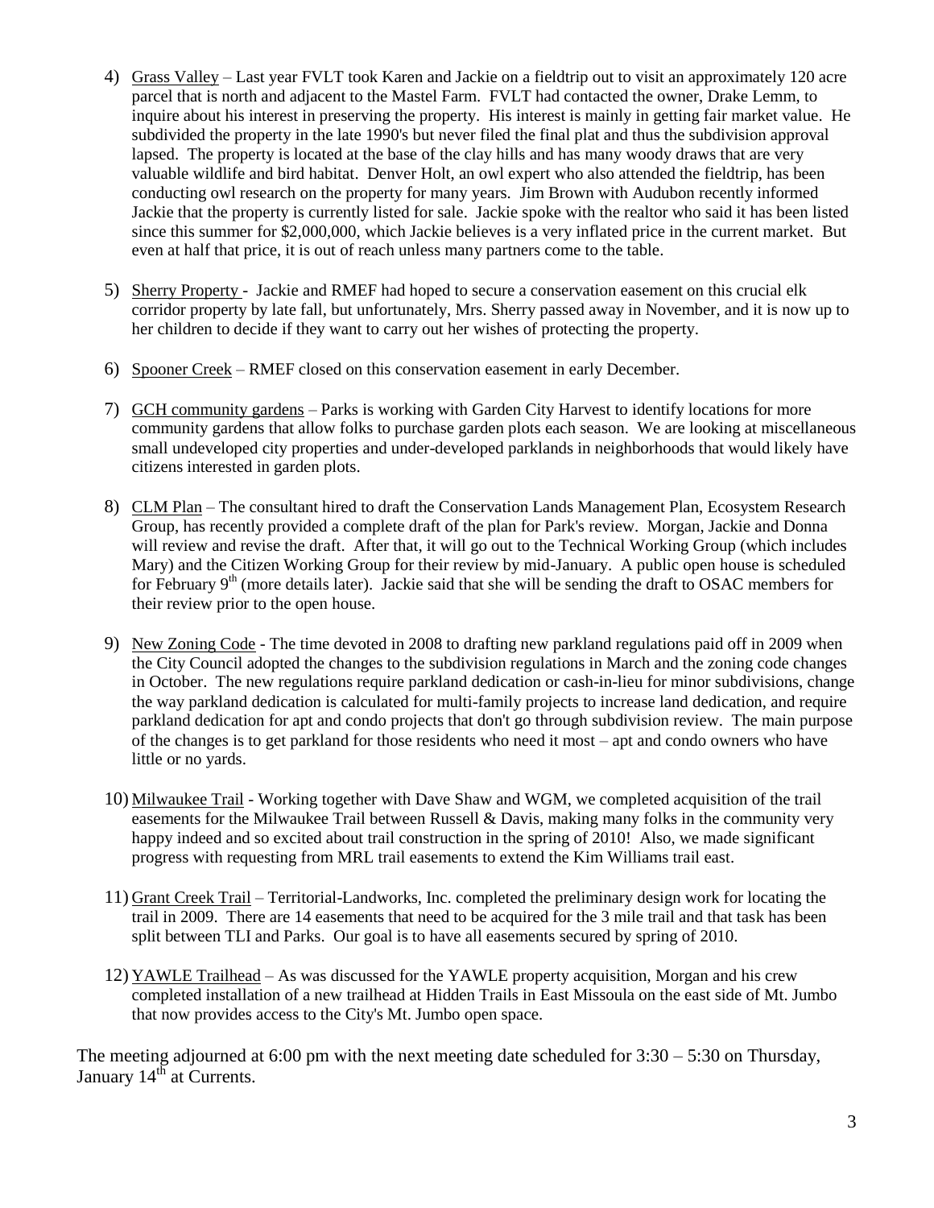4) Grass Valley – Last year FVLT took Karen and Jackie on a fieldtrip out to visit an approximately 120 acre parcel that is north and adjacent to the Mastel Farm. FVLT had contacted the owner, Drake Lemm, to inquire about his interest in preserving the property. His interest is mainly in getting fair market value. He subdivided the property in the late 1990's but never filed the final plat and thus the subdivision approval lapsed. The property is located at the base of the clay hills and has many woody draws that are very valuable wildlife and bird habitat. Denver Holt, an owl expert who also attended the fieldtrip, has been conducting owl research on the property for many years. Jim Brown with Audubon recently informed Jackie that the property is currently listed for sale. Jackie spoke with the realtor who said it has been listed since this summer for $2,000,000, which Jackie believes is a very inflated price in the current market. But even at half that price, it is out of reach unless many partners come to the table.

5) Sherry Property - Jackie and RMEF had hoped to secure a conservation easement on this crucial elk corridor property by late fall, but unfortunately, Mrs. Sherry passed away in November, and it is now up to her children to decide if they want to carry out her wishes of protecting the property.

6) Spooner Creek – RMEF closed on this conservation easement in early December.

7) GCH community gardens – Parks is working with Garden City Harvest to identify locations for more community gardens that allow folks to purchase garden plots each season. We are looking at miscellaneous small undeveloped city properties and under-developed parklands in neighborhoods that would likely have citizens interested in garden plots.

8) CLM Plan – The consultant hired to draft the Conservation Lands Management Plan, Ecosystem Research Group, has recently provided a complete draft of the plan for Park's review. Morgan, Jackie and Donna will review and revise the draft. After that, it will go out to the Technical Working Group (which includes Mary) and the Citizen Working Group for their review by mid-January. A public open house is scheduled for February 9th (more details later). Jackie said that she will be sending the draft to OSAC members for their review prior to the open house.

9) New Zoning Code - The time devoted in 2008 to drafting new parkland regulations paid off in 2009 when the City Council adopted the changes to the subdivision regulations in March and the zoning code changes in October. The new regulations require parkland dedication or cash-in-lieu for minor subdivisions, change the way parkland dedication is calculated for multi-family projects to increase land dedication, and require parkland dedication for apt and condo projects that don't go through subdivision review. The main purpose of the changes is to get parkland for those residents who need it most – apt and condo owners who have little or no yards.

10) Milwaukee Trail - Working together with Dave Shaw and WGM, we completed acquisition of the trail easements for the Milwaukee Trail between Russell & Davis, making many folks in the community very happy indeed and so excited about trail construction in the spring of 2010! Also, we made significant progress with requesting from MRL trail easements to extend the Kim Williams trail east.

11) Grant Creek Trail – Territorial-Landworks, Inc. completed the preliminary design work for locating the trail in 2009. There are 14 easements that need to be acquired for the 3 mile trail and that task has been split between TLI and Parks. Our goal is to have all easements secured by spring of 2010.

12) YAWLE Trailhead – As was discussed for the YAWLE property acquisition, Morgan and his crew completed installation of a new trailhead at Hidden Trails in East Missoula on the east side of Mt. Jumbo that now provides access to the City's Mt. Jumbo open space.

The meeting adjourned at 6:00 pm with the next meeting date scheduled for 3:30 – 5:30 on Thursday, January 14th at Currents.